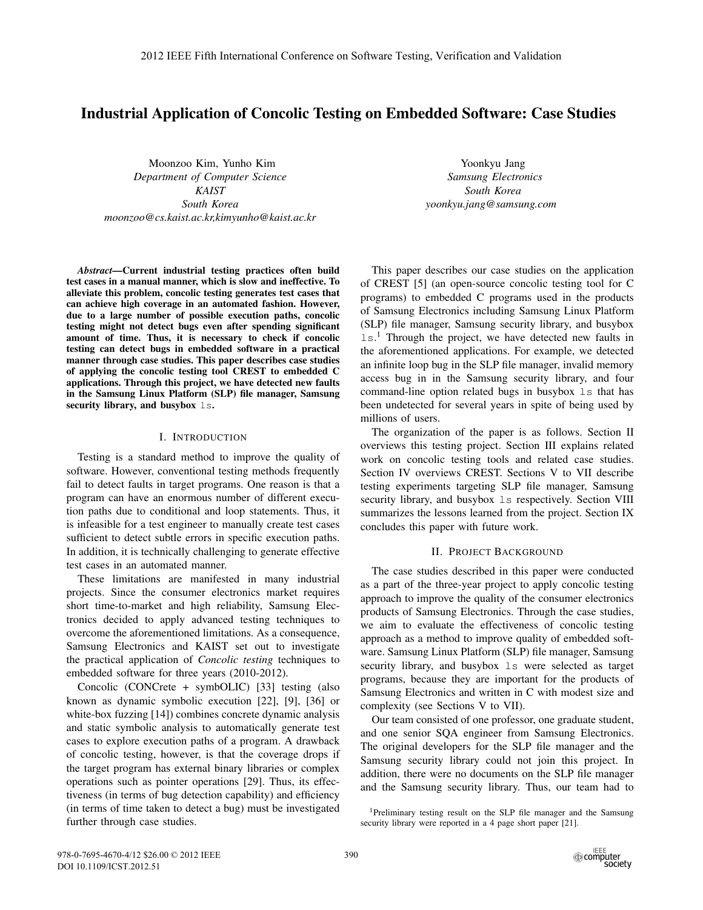# Industrial Application of Concolic Testing on Embedded Software: Case Studies

Moonzoo Kim, Yunho Kim
*Department of Computer Science*
*KAIST*
*South Korea*
*moonzoo@cs.kaist.ac.kr,kimyunho@kaist.ac.kr*

Yoonkyu Jang
*Samsung Electronics*
*South Korea*
*yoonkyu.jang@samsung.com*

***Abstract*—Current industrial testing practices often build test cases in a manual manner, which is slow and ineffective. To alleviate this problem, concolic testing generates test cases that can achieve high coverage in an automated fashion. However, due to a large number of possible execution paths, concolic testing might not detect bugs even after spending significant amount of time. Thus, it is necessary to check if concolic testing can detect bugs in embedded software in a practical manner through case studies. This paper describes case studies of applying the concolic testing tool CREST to embedded C applications. Through this project, we have detected new faults in the Samsung Linux Platform (SLP) file manager, Samsung security library, and busybox `ls`.**

## I. Introduction

Testing is a standard method to improve the quality of software. However, conventional testing methods frequently fail to detect faults in target programs. One reason is that a program can have an enormous number of different execution paths due to conditional and loop statements. Thus, it is infeasible for a test engineer to manually create test cases sufficient to detect subtle errors in specific execution paths. In addition, it is technically challenging to generate effective test cases in an automated manner.

These limitations are manifested in many industrial projects. Since the consumer electronics market requires short time-to-market and high reliability, Samsung Electronics decided to apply advanced testing techniques to overcome the aforementioned limitations. As a consequence, Samsung Electronics and KAIST set out to investigate the practical application of *Concolic testing* techniques to embedded software for three years (2010-2012).

Concolic (CONCrete + symbOLIC) [33] testing (also known as dynamic symbolic execution [22], [9], [36] or white-box fuzzing [14]) combines concrete dynamic analysis and static symbolic analysis to automatically generate test cases to explore execution paths of a program. A drawback of concolic testing, however, is that the coverage drops if the target program has external binary libraries or complex operations such as pointer operations [29]. Thus, its effectiveness (in terms of bug detection capability) and efficiency (in terms of time taken to detect a bug) must be investigated further through case studies.

This paper describes our case studies on the application of CREST [5] (an open-source concolic testing tool for C programs) to embedded C programs used in the products of Samsung Electronics including Samsung Linux Platform (SLP) file manager, Samsung security library, and busybox `ls`.[1] Through the project, we have detected new faults in the aforementioned applications. For example, we detected an infinite loop bug in the SLP file manager, invalid memory access bug in in the Samsung security library, and four command-line option related bugs in busybox `ls` that has been undetected for several years in spite of being used by millions of users.

The organization of the paper is as follows. Section II overviews this testing project. Section III explains related work on concolic testing tools and related case studies. Section IV overviews CREST. Sections V to VII describe testing experiments targeting SLP file manager, Samsung security library, and busybox `ls` respectively. Section VIII summarizes the lessons learned from the project. Section IX concludes this paper with future work.

## II. Project Background

The case studies described in this paper were conducted as a part of the three-year project to apply concolic testing approach to improve the quality of the consumer electronics products of Samsung Electronics. Through the case studies, we aim to evaluate the effectiveness of concolic testing approach as a method to improve quality of embedded software. Samsung Linux Platform (SLP) file manager, Samsung security library, and busybox `ls` were selected as target programs, because they are important for the products of Samsung Electronics and written in C with modest size and complexity (see Sections V to VII).

Our team consisted of one professor, one graduate student, and one senior SQA engineer from Samsung Electronics. The original developers for the SLP file manager and the Samsung security library could not join this project. In addition, there were no documents on the SLP file manager and the Samsung security library. Thus, our team had to

[1] Preliminary testing result on the SLP file manager and the Samsung security library were reported in a 4 page short paper [21].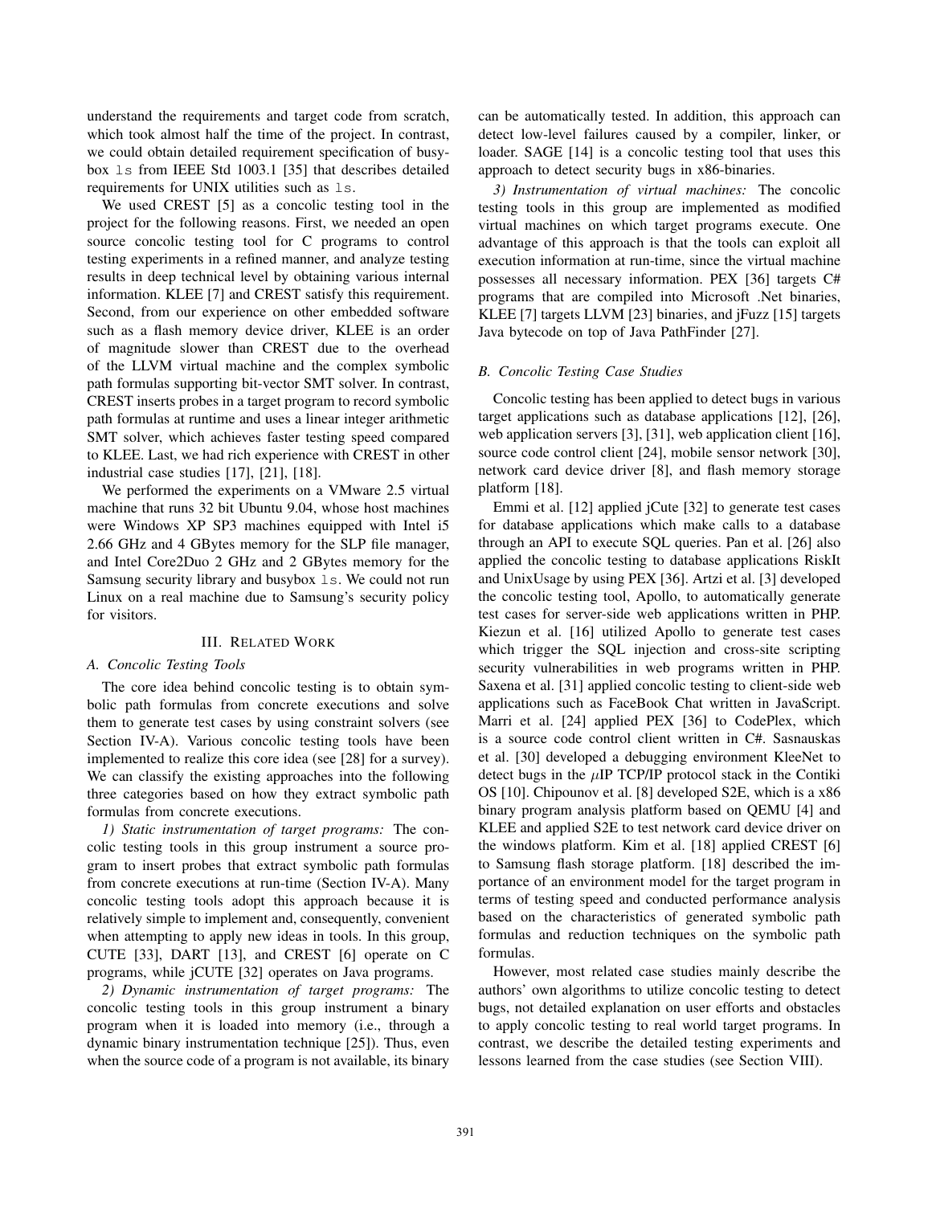understand the requirements and target code from scratch, which took almost half the time of the project. In contrast, we could obtain detailed requirement specification of busybox `ls` from IEEE Std 1003.1 [35] that describes detailed requirements for UNIX utilities such as `ls`.

We used CREST [5] as a concolic testing tool in the project for the following reasons. First, we needed an open source concolic testing tool for C programs to control testing experiments in a refined manner, and analyze testing results in deep technical level by obtaining various internal information. KLEE [7] and CREST satisfy this requirement. Second, from our experience on other embedded software such as a flash memory device driver, KLEE is an order of magnitude slower than CREST due to the overhead of the LLVM virtual machine and the complex symbolic path formulas supporting bit-vector SMT solver. In contrast, CREST inserts probes in a target program to record symbolic path formulas at runtime and uses a linear integer arithmetic SMT solver, which achieves faster testing speed compared to KLEE. Last, we had rich experience with CREST in other industrial case studies [17], [21], [18].

We performed the experiments on a VMware 2.5 virtual machine that runs 32 bit Ubuntu 9.04, whose host machines were Windows XP SP3 machines equipped with Intel i5 2.66 GHz and 4 GBytes memory for the SLP file manager, and Intel Core2Duo 2 GHz and 2 GBytes memory for the Samsung security library and busybox `ls`. We could not run Linux on a real machine due to Samsung's security policy for visitors.

## III. Related Work

### A. Concolic Testing Tools

The core idea behind concolic testing is to obtain symbolic path formulas from concrete executions and solve them to generate test cases by using constraint solvers (see Section IV-A). Various concolic testing tools have been implemented to realize this core idea (see [28] for a survey). We can classify the existing approaches into the following three categories based on how they extract symbolic path formulas from concrete executions.

*1) Static instrumentation of target programs:* The concolic testing tools in this group instrument a source program to insert probes that extract symbolic path formulas from concrete executions at run-time (Section IV-A). Many concolic testing tools adopt this approach because it is relatively simple to implement and, consequently, convenient when attempting to apply new ideas in tools. In this group, CUTE [33], DART [13], and CREST [6] operate on C programs, while jCUTE [32] operates on Java programs.

*2) Dynamic instrumentation of target programs:* The concolic testing tools in this group instrument a binary program when it is loaded into memory (i.e., through a dynamic binary instrumentation technique [25]). Thus, even when the source code of a program is not available, its binary can be automatically tested. In addition, this approach can detect low-level failures caused by a compiler, linker, or loader. SAGE [14] is a concolic testing tool that uses this approach to detect security bugs in x86-binaries.

*3) Instrumentation of virtual machines:* The concolic testing tools in this group are implemented as modified virtual machines on which target programs execute. One advantage of this approach is that the tools can exploit all execution information at run-time, since the virtual machine possesses all necessary information. PEX [36] targets C# programs that are compiled into Microsoft .Net binaries, KLEE [7] targets LLVM [23] binaries, and jFuzz [15] targets Java bytecode on top of Java PathFinder [27].

### B. Concolic Testing Case Studies

Concolic testing has been applied to detect bugs in various target applications such as database applications [12], [26], web application servers [3], [31], web application client [16], source code control client [24], mobile sensor network [30], network card device driver [8], and flash memory storage platform [18].

Emmi et al. [12] applied jCute [32] to generate test cases for database applications which make calls to a database through an API to execute SQL queries. Pan et al. [26] also applied the concolic testing to database applications RiskIt and UnixUsage by using PEX [36]. Artzi et al. [3] developed the concolic testing tool, Apollo, to automatically generate test cases for server-side web applications written in PHP. Kiezun et al. [16] utilized Apollo to generate test cases which trigger the SQL injection and cross-site scripting security vulnerabilities in web programs written in PHP. Saxena et al. [31] applied concolic testing to client-side web applications such as FaceBook Chat written in JavaScript. Marri et al. [24] applied PEX [36] to CodePlex, which is a source code control client written in C#. Sasnauskas et al. [30] developed a debugging environment KleeNet to detect bugs in the $\mu$IP TCP/IP protocol stack in the Contiki OS [10]. Chipounov et al. [8] developed S2E, which is a x86 binary program analysis platform based on QEMU [4] and KLEE and applied S2E to test network card device driver on the windows platform. Kim et al. [18] applied CREST [6] to Samsung flash storage platform. [18] described the importance of an environment model for the target program in terms of testing speed and conducted performance analysis based on the characteristics of generated symbolic path formulas and reduction techniques on the symbolic path formulas.

However, most related case studies mainly describe the authors' own algorithms to utilize concolic testing to detect bugs, not detailed explanation on user efforts and obstacles to apply concolic testing to real world target programs. In contrast, we describe the detailed testing experiments and lessons learned from the case studies (see Section VIII).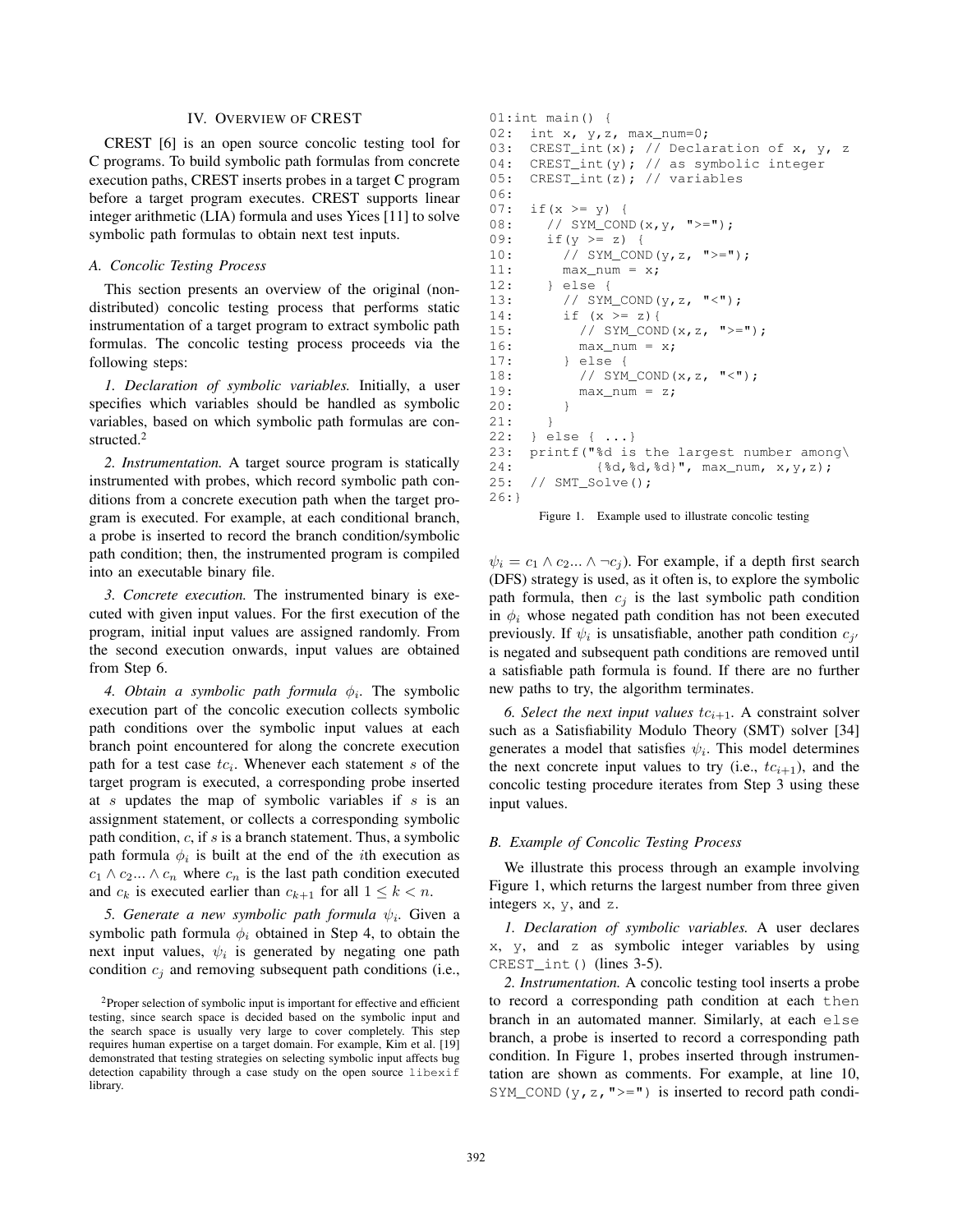## IV. Overview of CREST

CREST [6] is an open source concolic testing tool for C programs. To build symbolic path formulas from concrete execution paths, CREST inserts probes in a target C program before a target program executes. CREST supports linear integer arithmetic (LIA) formula and uses Yices [11] to solve symbolic path formulas to obtain next test inputs.

### A. Concolic Testing Process

This section presents an overview of the original (non-distributed) concolic testing process that performs static instrumentation of a target program to extract symbolic path formulas. The concolic testing process proceeds via the following steps:

*1. Declaration of symbolic variables.* Initially, a user specifies which variables should be handled as symbolic variables, based on which symbolic path formulas are constructed.[2]

*2. Instrumentation.* A target source program is statically instrumented with probes, which record symbolic path conditions from a concrete execution path when the target program is executed. For example, at each conditional branch, a probe is inserted to record the branch condition/symbolic path condition; then, the instrumented program is compiled into an executable binary file.

*3. Concrete execution.* The instrumented binary is executed with given input values. For the first execution of the program, initial input values are assigned randomly. From the second execution onwards, input values are obtained from Step 6.

*4. Obtain a symbolic path formula $\phi_i$.* The symbolic execution part of the concolic execution collects symbolic path conditions over the symbolic input values at each branch point encountered for along the concrete execution path for a test case $tc_i$. Whenever each statement $s$ of the target program is executed, a corresponding probe inserted at $s$ updates the map of symbolic variables if $s$ is an assignment statement, or collects a corresponding symbolic path condition, $c$, if $s$ is a branch statement. Thus, a symbolic path formula $\phi_i$ is built at the end of the $i$th execution as $c_1 \wedge c_2 ... \wedge c_n$ where $c_n$ is the last path condition executed and $c_k$ is executed earlier than $c_{k+1}$ for all $1 \le k < n$.

*5. Generate a new symbolic path formula $\psi_i$.* Given a symbolic path formula $\phi_i$ obtained in Step 4, to obtain the next input values, $\psi_i$ is generated by negating one path condition $c_j$ and removing subsequent path conditions (i.e., $\psi_i = c_1 \wedge c_2 ... \wedge \neg c_j$). For example, if a depth first search (DFS) strategy is used, as it often is, to explore the symbolic path formula, then $c_j$ is the last symbolic path condition in $\phi_i$ whose negated path condition has not been executed previously. If $\psi_i$ is unsatisfiable, another path condition $c_{j'}$ is negated and subsequent path conditions are removed until a satisfiable path formula is found. If there are no further new paths to try, the algorithm terminates.

*6. Select the next input values $tc_{i+1}$.* A constraint solver such as a Satisfiability Modulo Theory (SMT) solver [34] generates a model that satisfies $\psi_i$. This model determines the next concrete input values to try (i.e., $tc_{i+1}$), and the concolic testing procedure iterates from Step 3 using these input values.

[2] Proper selection of symbolic input is important for effective and efficient testing, since search space is decided based on the symbolic input and the search space is usually very large to cover completely. This step requires human expertise on a target domain. For example, Kim et al. [19] demonstrated that testing strategies on selecting symbolic input affects bug detection capability through a case study on the open source libexif library.

```
01:int main() {
02:  int x, y,z, max_num=0;
03:  CREST_int(x); // Declaration of x, y, z
04:  CREST_int(y); // as symbolic integer
05:  CREST_int(z); // variables
06:
07:  if(x >= y) {
08:    // SYM_COND(x,y, ">=");
09:    if(y >= z) {
10:      // SYM_COND(y,z, ">=");
11:      max_num = x;
12:    } else {
13:      // SYM_COND(y,z, "<");
14:      if (x >= z){
15:        // SYM_COND(x,z, ">=");
16:        max_num = x;
17:      } else {
18:        // SYM_COND(x,z, "<");
19:        max_num = z;
20:      }
21:    }
22:  } else { ...}
23:  printf("%d is the largest number among\
24:          {%d,%d,%d}", max_num, x,y,z);
25:  // SMT_Solve();
26:}
```

Figure 1. Example used to illustrate concolic testing

### B. Example of Concolic Testing Process

We illustrate this process through an example involving Figure 1, which returns the largest number from three given integers x, y, and z.

*1. Declaration of symbolic variables.* A user declares x, y, and z as symbolic integer variables by using CREST_int() (lines 3-5).

*2. Instrumentation.* A concolic testing tool inserts a probe to record a corresponding path condition at each then branch in an automated manner. Similarly, at each else branch, a probe is inserted to record a corresponding path condition. In Figure 1, probes inserted through instrumentation are shown as comments. For example, at line 10, SYM_COND(y,z,">=") is inserted to record path condi-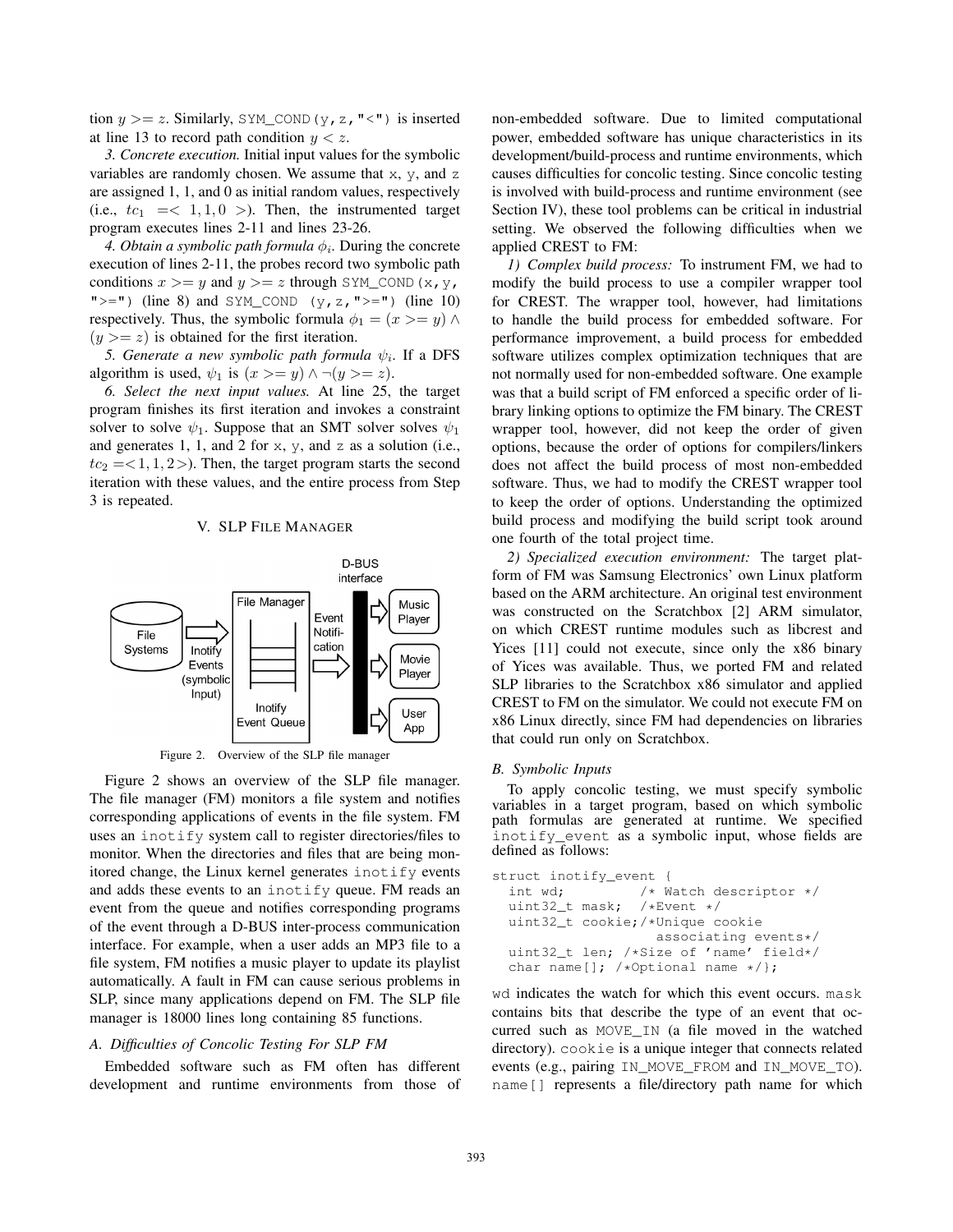tion $y >= z$. Similarly, `SYM_COND(y,z,"<")` is inserted at line 13 to record path condition $y < z$.

*3. Concrete execution.* Initial input values for the symbolic variables are randomly chosen. We assume that x, y, and z are assigned 1, 1, and 0 as initial random values, respectively (i.e., $tc_1 = <1, 1, 0>$). Then, the instrumented target program executes lines 2-11 and lines 23-26.

*4. Obtain a symbolic path formula $\phi_i$.* During the concrete execution of lines 2-11, the probes record two symbolic path conditions $x >= y$ and $y >= z$ through `SYM_COND(x,y,">=")` (line 8) and `SYM_COND (y,z,">=")` (line 10) respectively. Thus, the symbolic formula $\phi_1 = (x >= y) \wedge (y >= z)$ is obtained for the first iteration.

*5. Generate a new symbolic path formula $\psi_i$.* If a DFS algorithm is used, $\psi_1$ is $(x >= y) \wedge \neg(y >= z)$.

*6. Select the next input values.* At line 25, the target program finishes its first iteration and invokes a constraint solver to solve $\psi_1$. Suppose that an SMT solver solves $\psi_1$ and generates 1, 1, and 2 for x, y, and z as a solution (i.e., $tc_2 = <1, 1, 2>$). Then, the target program starts the second iteration with these values, and the entire process from Step 3 is repeated.

## V. SLP File Manager

Figure 2. Overview of the SLP file manager

Figure 2 shows an overview of the SLP file manager. The file manager (FM) monitors a file system and notifies corresponding applications of events in the file system. FM uses an `inotify` system call to register directories/files to monitor. When the directories and files that are being monitored change, the Linux kernel generates `inotify` events and adds these events to an `inotify` queue. FM reads an event from the queue and notifies corresponding programs of the event through a D-BUS inter-process communication interface. For example, when a user adds an MP3 file to a file system, FM notifies a music player to update its playlist automatically. A fault in FM can cause serious problems in SLP, since many applications depend on FM. The SLP file manager is 18000 lines long containing 85 functions.

### A. Difficulties of Concolic Testing For SLP FM

Embedded software such as FM often has different development and runtime environments from those of non-embedded software. Due to limited computational power, embedded software has unique characteristics in its development/build-process and runtime environments, which causes difficulties for concolic testing. Since concolic testing is involved with build-process and runtime environment (see Section IV), these tool problems can be critical in industrial setting. We observed the following difficulties when we applied CREST to FM:

*1) Complex build process:* To instrument FM, we had to modify the build process to use a compiler wrapper tool for CREST. The wrapper tool, however, had limitations to handle the build process for embedded software. For performance improvement, a build process for embedded software utilizes complex optimization techniques that are not normally used for non-embedded software. One example was that a build script of FM enforced a specific order of library linking options to optimize the FM binary. The CREST wrapper tool, however, did not keep the order of given options, because the order of options for compilers/linkers does not affect the build process of most non-embedded software. Thus, we had to modify the CREST wrapper tool to keep the order of options. Understanding the optimized build process and modifying the build script took around one fourth of the total project time.

*2) Specialized execution environment:* The target platform of FM was Samsung Electronics' own Linux platform based on the ARM architecture. An original test environment was constructed on the Scratchbox [2] ARM simulator, on which CREST runtime modules such as libcrest and Yices [11] could not execute, since only the x86 binary of Yices was available. Thus, we ported FM and related SLP libraries to the Scratchbox x86 simulator and applied CREST to FM on the simulator. We could not execute FM on x86 Linux directly, since FM had dependencies on libraries that could run only on Scratchbox.

### B. Symbolic Inputs

To apply concolic testing, we must specify symbolic variables in a target program, based on which symbolic path formulas are generated at runtime. We specified `inotify_event` as a symbolic input, whose fields are defined as follows:

```
struct inotify_event {
  int wd;         /* Watch descriptor */
  uint32_t mask;  /*Event */
  uint32_t cookie;/*Unique cookie
                    associating events*/
  uint32_t len; /*Size of 'name' field*/
  char name[]; /*Optional name */};
```

`wd` indicates the watch for which this event occurs. `mask` contains bits that describe the type of an event that occurred such as `MOVE_IN` (a file moved in the watched directory). `cookie` is a unique integer that connects related events (e.g., pairing `IN_MOVE_FROM` and `IN_MOVE_TO`). `name[]` represents a file/directory path name for which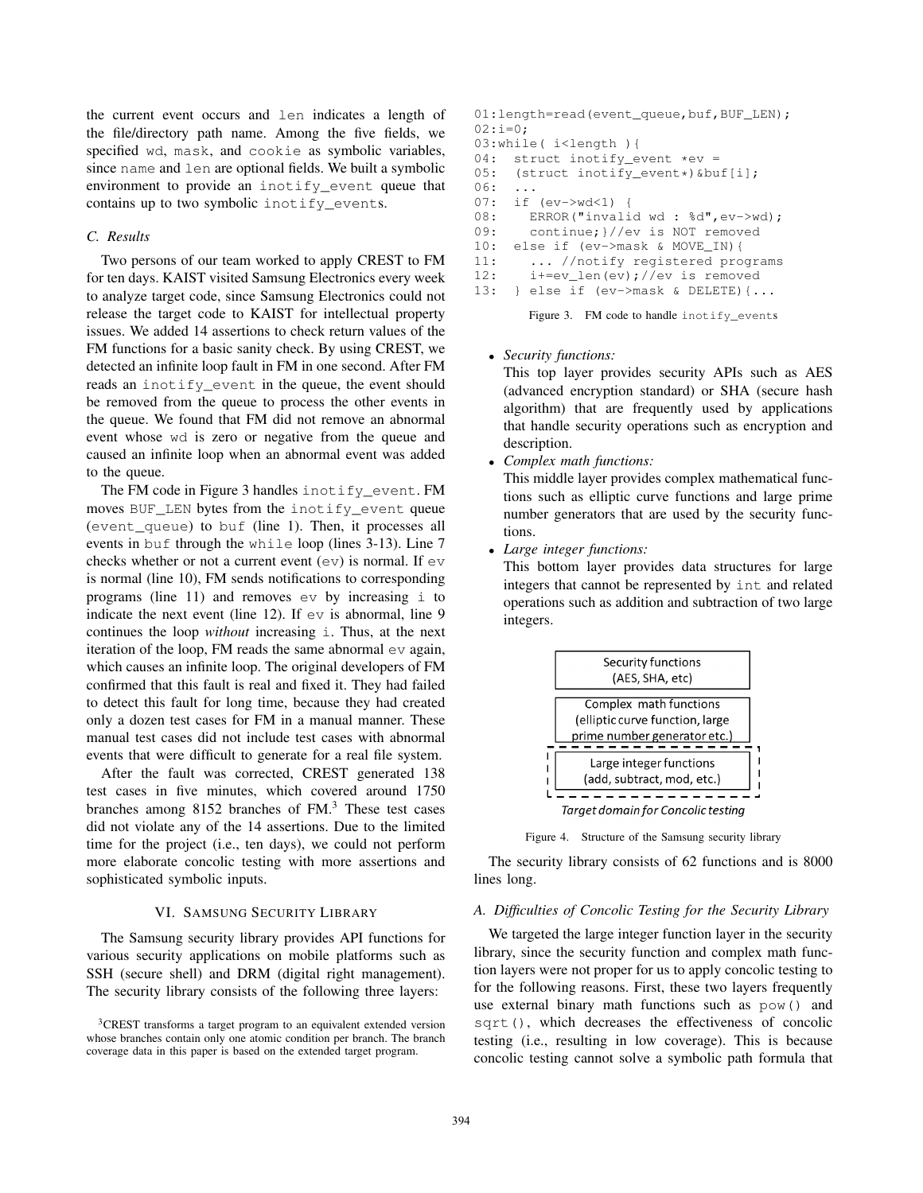the current event occurs and len indicates a length of the file/directory path name. Among the five fields, we specified wd, mask, and cookie as symbolic variables, since name and len are optional fields. We built a symbolic environment to provide an inotify_event queue that contains up to two symbolic inotify_events.

### C. Results

Two persons of our team worked to apply CREST to FM for ten days. KAIST visited Samsung Electronics every week to analyze target code, since Samsung Electronics could not release the target code to KAIST for intellectual property issues. We added 14 assertions to check return values of the FM functions for a basic sanity check. By using CREST, we detected an infinite loop fault in FM in one second. After FM reads an inotify_event in the queue, the event should be removed from the queue to process the other events in the queue. We found that FM did not remove an abnormal event whose wd is zero or negative from the queue and caused an infinite loop when an abnormal event was added to the queue.

The FM code in Figure 3 handles inotify_event. FM moves BUF_LEN bytes from the inotify_event queue (event_queue) to buf (line 1). Then, it processes all events in buf through the while loop (lines 3-13). Line 7 checks whether or not a current event (ev) is normal. If ev is normal (line 10), FM sends notifications to corresponding programs (line 11) and removes ev by increasing i to indicate the next event (line 12). If ev is abnormal, line 9 continues the loop *without* increasing i. Thus, at the next iteration of the loop, FM reads the same abnormal ev again, which causes an infinite loop. The original developers of FM confirmed that this fault is real and fixed it. They had failed to detect this fault for long time, because they had created only a dozen test cases for FM in a manual manner. These manual test cases did not include test cases with abnormal events that were difficult to generate for a real file system.

After the fault was corrected, CREST generated 138 test cases in five minutes, which covered around 1750 branches among 8152 branches of FM.[3] These test cases did not violate any of the 14 assertions. Due to the limited time for the project (i.e., ten days), we could not perform more elaborate concolic testing with more assertions and sophisticated symbolic inputs.

```
01:length=read(event_queue,buf,BUF_LEN);
02:i=0;
03:while( i<length ){
04:  struct inotify_event *ev =
05:  (struct inotify_event*)&buf[i];
06:  ...
07:  if (ev->wd<1) {
08:    ERROR("invalid wd : %d",ev->wd);
09:    continue;}//ev is NOT removed
10:  else if (ev->mask & MOVE_IN){
11:    ... //notify registered programs
12:    i+=ev_len(ev);//ev is removed
13:  } else if (ev->mask & DELETE){...
```

Figure 3. FM code to handle inotify_events

## VI. Samsung Security Library

The Samsung security library provides API functions for various security applications on mobile platforms such as SSH (secure shell) and DRM (digital right management). The security library consists of the following three layers:

- *Security functions:*
  This top layer provides security APIs such as AES (advanced encryption standard) or SHA (secure hash algorithm) that are frequently used by applications that handle security operations such as encryption and description.
- *Complex math functions:*
  This middle layer provides complex mathematical functions such as elliptic curve functions and large prime number generators that are used by the security functions.
- *Large integer functions:*
  This bottom layer provides data structures for large integers that cannot be represented by int and related operations such as addition and subtraction of two large integers.

Security functions (AES, SHA, etc)

Complex math functions (elliptic curve function, large prime number generator etc.)

Large integer functions (add, subtract, mod, etc.)

*Target domain for Concolic testing*

Figure 4. Structure of the Samsung security library

The security library consists of 62 functions and is 8000 lines long.

### A. Difficulties of Concolic Testing for the Security Library

We targeted the large integer function layer in the security library, since the security function and complex math function layers were not proper for us to apply concolic testing to for the following reasons. First, these two layers frequently use external binary math functions such as pow() and sqrt(), which decreases the effectiveness of concolic testing (i.e., resulting in low coverage). This is because concolic testing cannot solve a symbolic path formula that

[3] CREST transforms a target program to an equivalent extended version whose branches contain only one atomic condition per branch. The branch coverage data in this paper is based on the extended target program.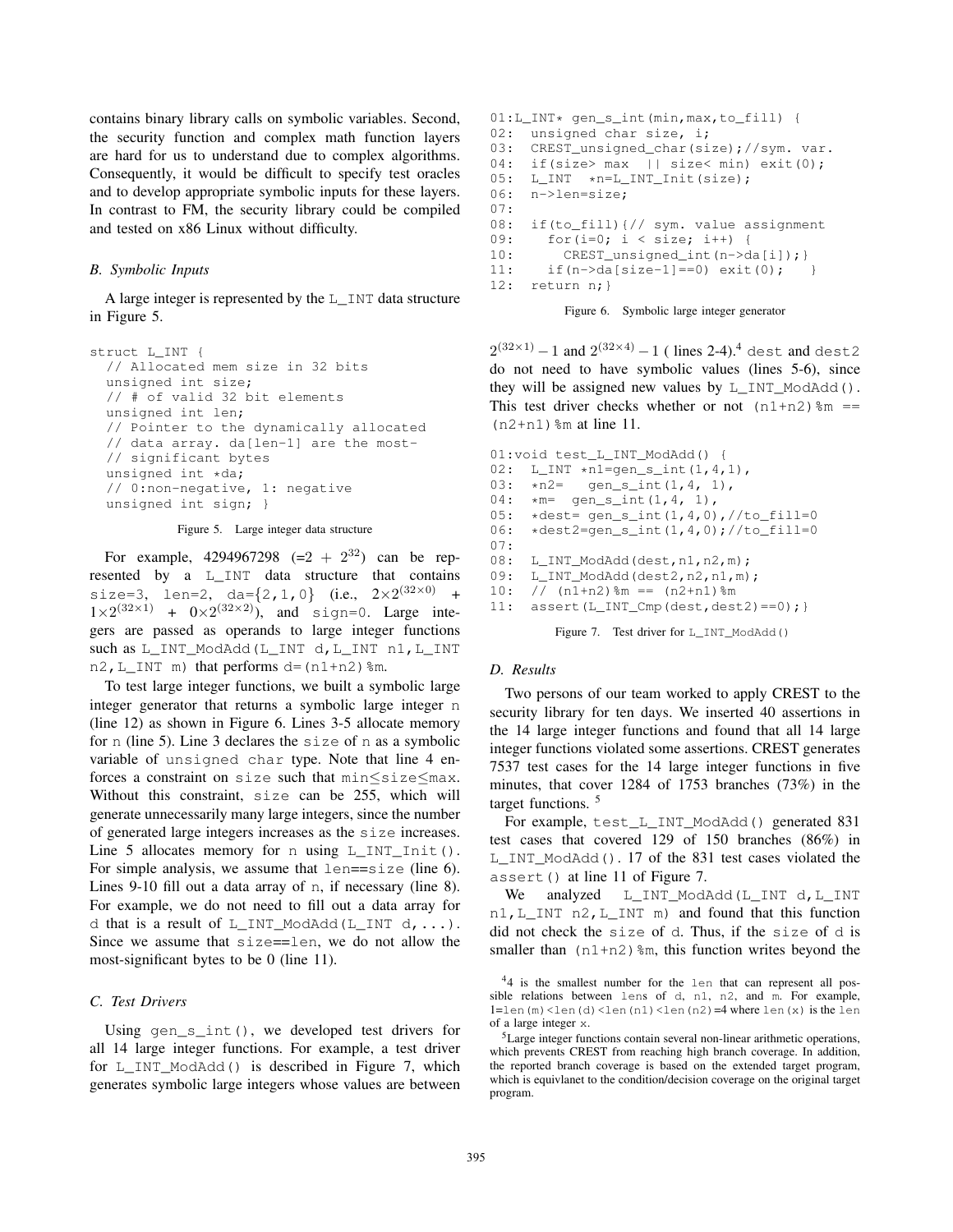contains binary library calls on symbolic variables. Second, the security function and complex math function layers are hard for us to understand due to complex algorithms. Consequently, it would be difficult to specify test oracles and to develop appropriate symbolic inputs for these layers. In contrast to FM, the security library could be compiled and tested on x86 Linux without difficulty.

### B. Symbolic Inputs

A large integer is represented by the `L_INT` data structure in Figure 5.

```
struct L_INT {
  // Allocated mem size in 32 bits
  unsigned int size;
  // # of valid 32 bit elements
  unsigned int len;
  // Pointer to the dynamically allocated
  // data array. da[len-1] are the most-
  // significant bytes
  unsigned int *da;
  // 0:non-negative, 1: negative
  unsigned int sign; }
```

Figure 5. Large integer data structure

For example, 4294967298 (=$2 + 2^{32}$) can be represented by a `L_INT` data structure that contains `size=3`, `len=2`, `da={2,1,0}` (i.e., $2{\times}2^{(32\times0)} + 1{\times}2^{(32\times1)} + 0{\times}2^{(32\times2)}$), and `sign=0`. Large integers are passed as operands to large integer functions such as `L_INT_ModAdd(L_INT d,L_INT n1,L_INT n2,L_INT m)` that performs `d=(n1+n2)%m`.

To test large integer functions, we built a symbolic large integer generator that returns a symbolic large integer `n` (line 12) as shown in Figure 6. Lines 3-5 allocate memory for `n` (line 5). Line 3 declares the `size` of `n` as a symbolic variable of `unsigned char` type. Note that line 4 enforces a constraint on `size` such that `min`≤`size`≤`max`. Without this constraint, `size` can be 255, which will generate unnecessarily many large integers, since the number of generated large integers increases as the `size` increases. Line 5 allocates memory for `n` using `L_INT_Init()`. For simple analysis, we assume that `len==size` (line 6). Lines 9-10 fill out a data array of `n`, if necessary (line 8). For example, we do not need to fill out a data array for `d` that is a result of `L_INT_ModAdd(L_INT d,...)`. Since we assume that `size==len`, we do not allow the most-significant bytes to be 0 (line 11).

### C. Test Drivers

Using `gen_s_int()`, we developed test drivers for all 14 large integer functions. For example, a test driver for `L_INT_ModAdd()` is described in Figure 7, which generates symbolic large integers whose values are between

```
01:L_INT* gen_s_int(min,max,to_fill) {
02:  unsigned char size, i;
03:  CREST_unsigned_char(size);//sym. var.
04:  if(size> max  || size< min) exit(0);
05:  L_INT  *n=L_INT_Init(size);
06:  n->len=size;
07:
08:  if(to_fill){// sym. value assignment
09:    for(i=0; i < size; i++) {
10:      CREST_unsigned_int(n->da[i]);}
11:    if(n->da[size-1]==0) exit(0);   }
12:  return n;}
```

Figure 6. Symbolic large integer generator

$2^{(32\times1)} - 1$ and $2^{(32\times4)} - 1$ ( lines 2-4).[4] `dest` and `dest2` do not need to have symbolic values (lines 5-6), since they will be assigned new values by `L_INT_ModAdd()`. This test driver checks whether or not `(n1+n2)%m == (n2+n1)%m` at line 11.

```
01:void test_L_INT_ModAdd() {
02:  L_INT *n1=gen_s_int(1,4,1),
03:  *n2=   gen_s_int(1,4, 1),
04:  *m=  gen_s_int(1,4, 1),
05:  *dest= gen_s_int(1,4,0),//to_fill=0
06:  *dest2=gen_s_int(1,4,0);//to_fill=0
07:
08:  L_INT_ModAdd(dest,n1,n2,m);
09:  L_INT_ModAdd(dest2,n2,n1,m);
10:  // (n1+n2)%m == (n2+n1)%m
11:  assert(L_INT_Cmp(dest,dest2)==0);}
```

Figure 7. Test driver for `L_INT_ModAdd()`

### D. Results

Two persons of our team worked to apply CREST to the security library for ten days. We inserted 40 assertions in the 14 large integer functions and found that all 14 large integer functions violated some assertions. CREST generates 7537 test cases for the 14 large integer functions in five minutes, that cover 1284 of 1753 branches (73%) in the target functions. [5]

For example, `test_L_INT_ModAdd()` generated 831 test cases that covered 129 of 150 branches (86%) in `L_INT_ModAdd()`. 17 of the 831 test cases violated the `assert()` at line 11 of Figure 7.

We analyzed `L_INT_ModAdd(L_INT d,L_INT n1,L_INT n2,L_INT m)` and found that this function did not check the `size` of `d`. Thus, if the `size` of `d` is smaller than `(n1+n2)%m`, this function writes beyond the

[4] 4 is the smallest number for the `len` that can represent all possible relations between `lens` of `d`, `n1`, `n2`, and `m`. For example, `1=len(m)<len(d)<len(n1)<len(n2)=4` where `len(x)` is the `len` of a large integer `x`.

[5] Large integer functions contain several non-linear arithmetic operations, which prevents CREST from reaching high branch coverage. In addition, the reported branch coverage is based on the extended target program, which is equivlanet to the condition/decision coverage on the original target program.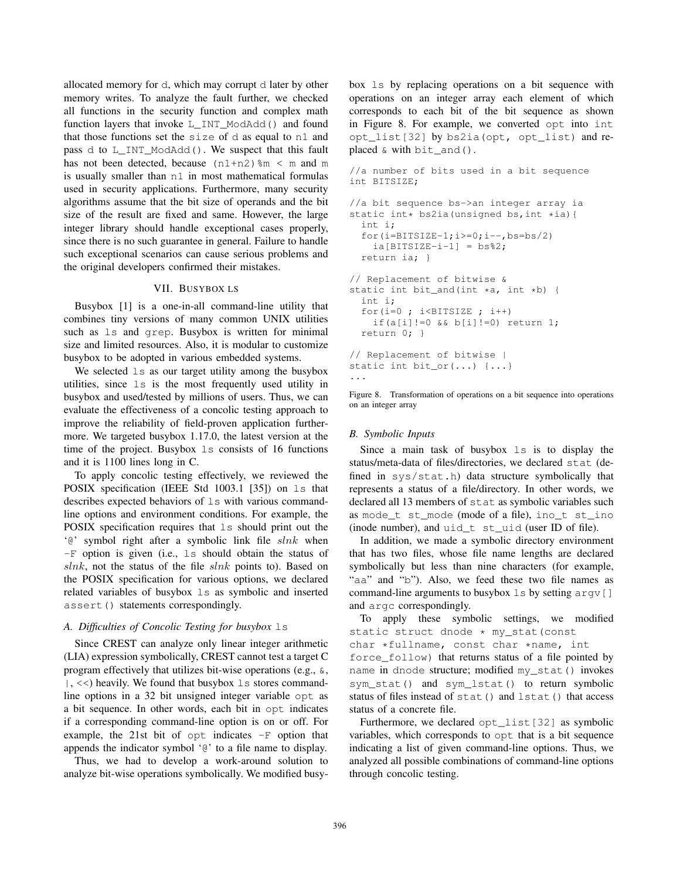allocated memory for d, which may corrupt d later by other memory writes. To analyze the fault further, we checked all functions in the security function and complex math function layers that invoke L_INT_ModAdd() and found that those functions set the size of d as equal to n1 and pass d to L_INT_ModAdd(). We suspect that this fault has not been detected, because (n1+n2)%m < m and m is usually smaller than n1 in most mathematical formulas used in security applications. Furthermore, many security algorithms assume that the bit size of operands and the bit size of the result are fixed and same. However, the large integer library should handle exceptional cases properly, since there is no such guarantee in general. Failure to handle such exceptional scenarios can cause serious problems and the original developers confirmed their mistakes.

## VII. BUSYBOX LS

Busybox [1] is a one-in-all command-line utility that combines tiny versions of many common UNIX utilities such as ls and grep. Busybox is written for minimal size and limited resources. Also, it is modular to customize busybox to be adopted in various embedded systems.

We selected ls as our target utility among the busybox utilities, since ls is the most frequently used utility in busybox and used/tested by millions of users. Thus, we can evaluate the effectiveness of a concolic testing approach to improve the reliability of field-proven application furthermore. We targeted busybox 1.17.0, the latest version at the time of the project. Busybox ls consists of 16 functions and it is 1100 lines long in C.

To apply concolic testing effectively, we reviewed the POSIX specification (IEEE Std 1003.1 [35]) on ls that describes expected behaviors of ls with various command-line options and environment conditions. For example, the POSIX specification requires that ls should print out the '@' symbol right after a symbolic link file $slnk$ when -F option is given (i.e., ls should obtain the status of $slnk$, not the status of the file $slnk$ points to). Based on the POSIX specification for various options, we declared related variables of busybox ls as symbolic and inserted assert() statements correspondingly.

### A. Difficulties of Concolic Testing for busybox ls

Since CREST can analyze only linear integer arithmetic (LIA) expression symbolically, CREST cannot test a target C program effectively that utilizes bit-wise operations (e.g., &, |, <<) heavily. We found that busybox ls stores command-line options in a 32 bit unsigned integer variable opt as a bit sequence. In other words, each bit in opt indicates if a corresponding command-line option is on or off. For example, the 21st bit of opt indicates -F option that appends the indicator symbol '@' to a file name to display.

Thus, we had to develop a work-around solution to analyze bit-wise operations symbolically. We modified busybox ls by replacing operations on a bit sequence with operations on an integer array each element of which corresponds to each bit of the bit sequence as shown in Figure 8. For example, we converted opt into int opt_list[32] by bs2ia(opt, opt_list) and replaced & with bit_and().

```
//a number of bits used in a bit sequence
int BITSIZE;

//a bit sequence bs->an integer array ia
static int* bs2ia(unsigned bs,int *ia){
  int i;
  for(i=BITSIZE-1;i>=0;i--,bs=bs/2)
    ia[BITSIZE-i-1] = bs%2;
  return ia; }

// Replacement of bitwise &
static int bit_and(int *a, int *b) {
  int i;
  for(i=0 ; i<BITSIZE ; i++)
    if(a[i]!=0 && b[i]!=0) return 1;
  return 0; }

// Replacement of bitwise |
static int bit_or(...) {...}
...
```

Figure 8. Transformation of operations on a bit sequence into operations on an integer array

### B. Symbolic Inputs

Since a main task of busybox ls is to display the status/meta-data of files/directories, we declared stat (defined in sys/stat.h) data structure symbolically that represents a status of a file/directory. In other words, we declared all 13 members of stat as symbolic variables such as mode_t st_mode (mode of a file), ino_t st_ino (inode number), and uid_t st_uid (user ID of file).

In addition, we made a symbolic directory environment that has two files, whose file name lengths are declared symbolically but less than nine characters (for example, "aa" and "b"). Also, we feed these two file names as command-line arguments to busybox ls by setting argv[] and argc correspondingly.

To apply these symbolic settings, we modified static struct dnode * my_stat(const char *fullname, const char *name, int force_follow) that returns status of a file pointed by name in dnode structure; modified my_stat() invokes sym_stat() and sym_lstat() to return symbolic status of files instead of stat() and lstat() that access status of a concrete file.

Furthermore, we declared opt_list[32] as symbolic variables, which corresponds to opt that is a bit sequence indicating a list of given command-line options. Thus, we analyzed all possible combinations of command-line options through concolic testing.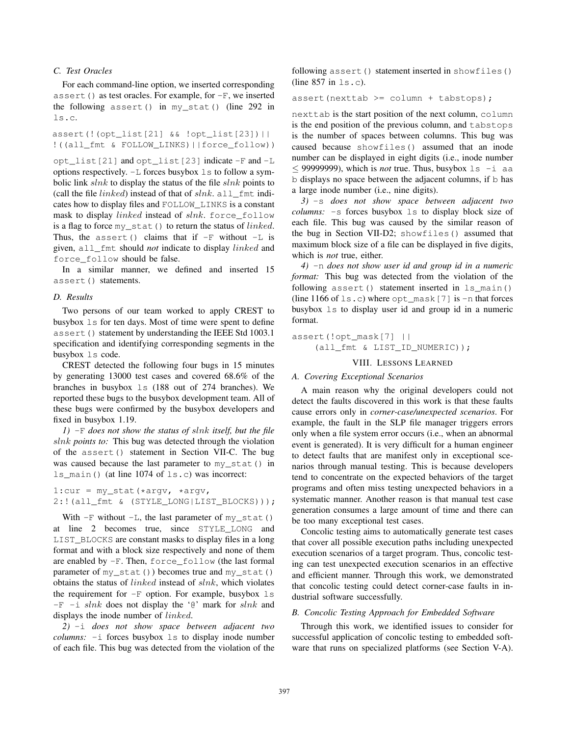### C. Test Oracles

For each command-line option, we inserted corresponding `assert()` as test oracles. For example, for `-F`, we inserted the following `assert()` in `my_stat()` (line 292 in `ls.c`.

```
assert(!(opt_list[21] && !opt_list[23])||
!((all_fmt & FOLLOW_LINKS)||force_follow))
```

`opt_list[21]` and `opt_list[23]` indicate `-F` and `-L` options respectively. `-L` forces busybox `ls` to follow a symbolic link *slnk* to display the status of the file *slnk* points to (call the file *linked*) instead of that of *slnk*. `all_fmt` indicates how to display files and `FOLLOW_LINKS` is a constant mask to display *linked* instead of *slnk*. `force_follow` is a flag to force `my_stat()` to return the status of *linked*. Thus, the `assert()` claims that if `-F` without `-L` is given, `all_fmt` should *not* indicate to display *linked* and `force_follow` should be false.

In a similar manner, we defined and inserted 15 `assert()` statements.

### D. Results

Two persons of our team worked to apply CREST to busybox `ls` for ten days. Most of time were spent to define `assert()` statement by understanding the IEEE Std 1003.1 specification and identifying corresponding segments in the busybox `ls` code.

CREST detected the following four bugs in 15 minutes by generating 13000 test cases and covered 68.6% of the branches in busybox `ls` (188 out of 274 branches). We reported these bugs to the busybox development team. All of these bugs were confirmed by the busybox developers and fixed in busybox 1.19.

*1)* `-F` *does not show the status of slnk itself, but the file slnk points to:* This bug was detected through the violation of the `assert()` statement in Section VII-C. The bug was caused because the last parameter to `my_stat()` in `ls_main()` (at line 1074 of `ls.c`) was incorrect:

```
1:cur = my_stat(*argv, *argv,
2:!(all_fmt & (STYLE_LONG|LIST_BLOCKS)));
```

With `-F` without `-L`, the last parameter of `my_stat()` at line 2 becomes true, since `STYLE_LONG` and `LIST_BLOCKS` are constant masks to display files in a long format and with a block size respectively and none of them are enabled by `-F`. Then, `force_follow` (the last formal parameter of `my_stat()`) becomes true and `my_stat()` obtains the status of *linked* instead of *slnk*, which violates the requirement for `-F` option. For example, busybox `ls -F -i` *slnk* does not display the '`@`' mark for *slnk* and displays the inode number of *linked*.

*2)* `-i` *does not show space between adjacent two columns:* `-i` forces busybox `ls` to display inode number of each file. This bug was detected from the violation of the following `assert()` statement inserted in `showfiles()` (line 857 in `ls.c`).

```
assert(nexttab >= column + tabstops);
```

`nexttab` is the start position of the next column, `column` is the end position of the previous column, and `tabstops` is the number of spaces between columns. This bug was caused because `showfiles()` assumed that an inode number can be displayed in eight digits (i.e., inode number $\leq$ 99999999), which is *not* true. Thus, busybox `ls -i aa b` displays no space between the adjacent columns, if `b` has a large inode number (i.e., nine digits).

*3)* `-s` *does not show space between adjacent two columns:* `-s` forces busybox `ls` to display block size of each file. This bug was caused by the similar reason of the bug in Section VII-D2; `showfiles()` assumed that maximum block size of a file can be displayed in five digits, which is *not* true, either.

*4)* `-n` *does not show user id and group id in a numeric format:* This bug was detected from the violation of the following `assert()` statement inserted in `ls_main()` (line 1166 of `ls.c`) where `opt_mask[7]` is `-n` that forces busybox `ls` to display user id and group id in a numeric format.

```
assert(!opt_mask[7] ||
    (all_fmt & LIST_ID_NUMERIC));
```

## VIII. Lessons Learned

### A. Covering Exceptional Scenarios

A main reason why the original developers could not detect the faults discovered in this work is that these faults cause errors only in *corner-case/unexpected scenarios*. For example, the fault in the SLP file manager triggers errors only when a file system error occurs (i.e., when an abnormal event is generated). It is very difficult for a human engineer to detect faults that are manifest only in exceptional scenarios through manual testing. This is because developers tend to concentrate on the expected behaviors of the target programs and often miss testing unexpected behaviors in a systematic manner. Another reason is that manual test case generation consumes a large amount of time and there can be too many exceptional test cases.

Concolic testing aims to automatically generate test cases that cover all possible execution paths including unexpected execution scenarios of a target program. Thus, concolic testing can test unexpected execution scenarios in an effective and efficient manner. Through this work, we demonstrated that concolic testing could detect corner-case faults in industrial software successfully.

### B. Concolic Testing Approach for Embedded Software

Through this work, we identified issues to consider for successful application of concolic testing to embedded software that runs on specialized platforms (see Section V-A).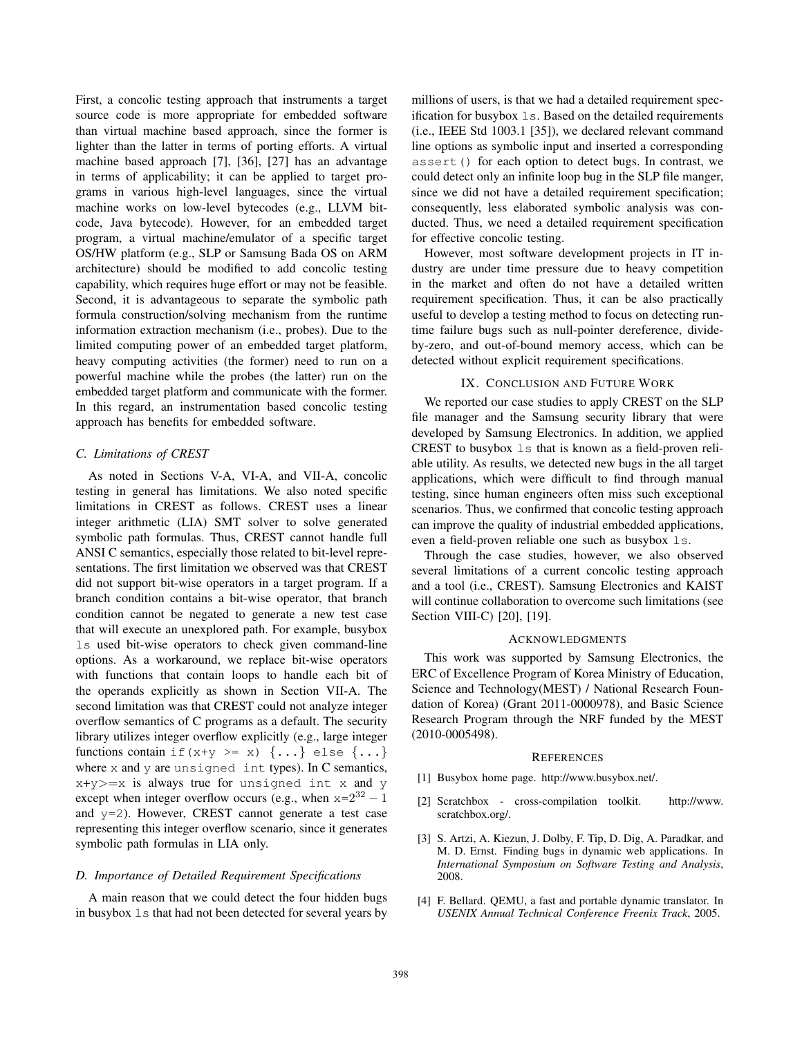First, a concolic testing approach that instruments a target source code is more appropriate for embedded software than virtual machine based approach, since the former is lighter than the latter in terms of porting efforts. A virtual machine based approach [7], [36], [27] has an advantage in terms of applicability; it can be applied to target programs in various high-level languages, since the virtual machine works on low-level bytecodes (e.g., LLVM bitcode, Java bytecode). However, for an embedded target program, a virtual machine/emulator of a specific target OS/HW platform (e.g., SLP or Samsung Bada OS on ARM architecture) should be modified to add concolic testing capability, which requires huge effort or may not be feasible. Second, it is advantageous to separate the symbolic path formula construction/solving mechanism from the runtime information extraction mechanism (i.e., probes). Due to the limited computing power of an embedded target platform, heavy computing activities (the former) need to run on a powerful machine while the probes (the latter) run on the embedded target platform and communicate with the former. In this regard, an instrumentation based concolic testing approach has benefits for embedded software.

### *C. Limitations of CREST*

As noted in Sections V-A, VI-A, and VII-A, concolic testing in general has limitations. We also noted specific limitations in CREST as follows. CREST uses a linear integer arithmetic (LIA) SMT solver to solve generated symbolic path formulas. Thus, CREST cannot handle full ANSI C semantics, especially those related to bit-level representations. The first limitation we observed was that CREST did not support bit-wise operators in a target program. If a branch condition contains a bit-wise operator, that branch condition cannot be negated to generate a new test case that will execute an unexplored path. For example, busybox `ls` used bit-wise operators to check given command-line options. As a workaround, we replace bit-wise operators with functions that contain loops to handle each bit of the operands explicitly as shown in Section VII-A. The second limitation was that CREST could not analyze integer overflow semantics of C programs as a default. The security library utilizes integer overflow explicitly (e.g., large integer functions contain `if(x+y >= x) {...} else {...}` where `x` and `y` are `unsigned int` types). In C semantics, `x+y>=x` is always true for `unsigned int x` and `y` except when integer overflow occurs (e.g., when x=$2^{32}-1$ and `y=2`). However, CREST cannot generate a test case representing this integer overflow scenario, since it generates symbolic path formulas in LIA only.

### *D. Importance of Detailed Requirement Specifications*

A main reason that we could detect the four hidden bugs in busybox `ls` that had not been detected for several years by millions of users, is that we had a detailed requirement specification for busybox `ls`. Based on the detailed requirements (i.e., IEEE Std 1003.1 [35]), we declared relevant command line options as symbolic input and inserted a corresponding `assert()` for each option to detect bugs. In contrast, we could detect only an infinite loop bug in the SLP file manger, since we did not have a detailed requirement specification; consequently, less elaborated symbolic analysis was conducted. Thus, we need a detailed requirement specification for effective concolic testing.

However, most software development projects in IT industry are under time pressure due to heavy competition in the market and often do not have a detailed written requirement specification. Thus, it can be also practically useful to develop a testing method to focus on detecting runtime failure bugs such as null-pointer dereference, divide-by-zero, and out-of-bound memory access, which can be detected without explicit requirement specifications.

## IX. Conclusion and Future Work

We reported our case studies to apply CREST on the SLP file manager and the Samsung security library that were developed by Samsung Electronics. In addition, we applied CREST to busybox `ls` that is known as a field-proven reliable utility. As results, we detected new bugs in the all target applications, which were difficult to find through manual testing, since human engineers often miss such exceptional scenarios. Thus, we confirmed that concolic testing approach can improve the quality of industrial embedded applications, even a field-proven reliable one such as busybox `ls`.

Through the case studies, however, we also observed several limitations of a current concolic testing approach and a tool (i.e., CREST). Samsung Electronics and KAIST will continue collaboration to overcome such limitations (see Section VIII-C) [20], [19].

## Acknowledgments

This work was supported by Samsung Electronics, the ERC of Excellence Program of Korea Ministry of Education, Science and Technology(MEST) / National Research Foundation of Korea) (Grant 2011-0000978), and Basic Science Research Program through the NRF funded by the MEST (2010-0005498).

## References

[1] Busybox home page. http://www.busybox.net/.

[2] Scratchbox - cross-compilation toolkit. http://www.scratchbox.org/.

[3] S. Artzi, A. Kiezun, J. Dolby, F. Tip, D. Dig, A. Paradkar, and M. D. Ernst. Finding bugs in dynamic web applications. In *International Symposium on Software Testing and Analysis*, 2008.

[4] F. Bellard. QEMU, a fast and portable dynamic translator. In *USENIX Annual Technical Conference Freenix Track*, 2005.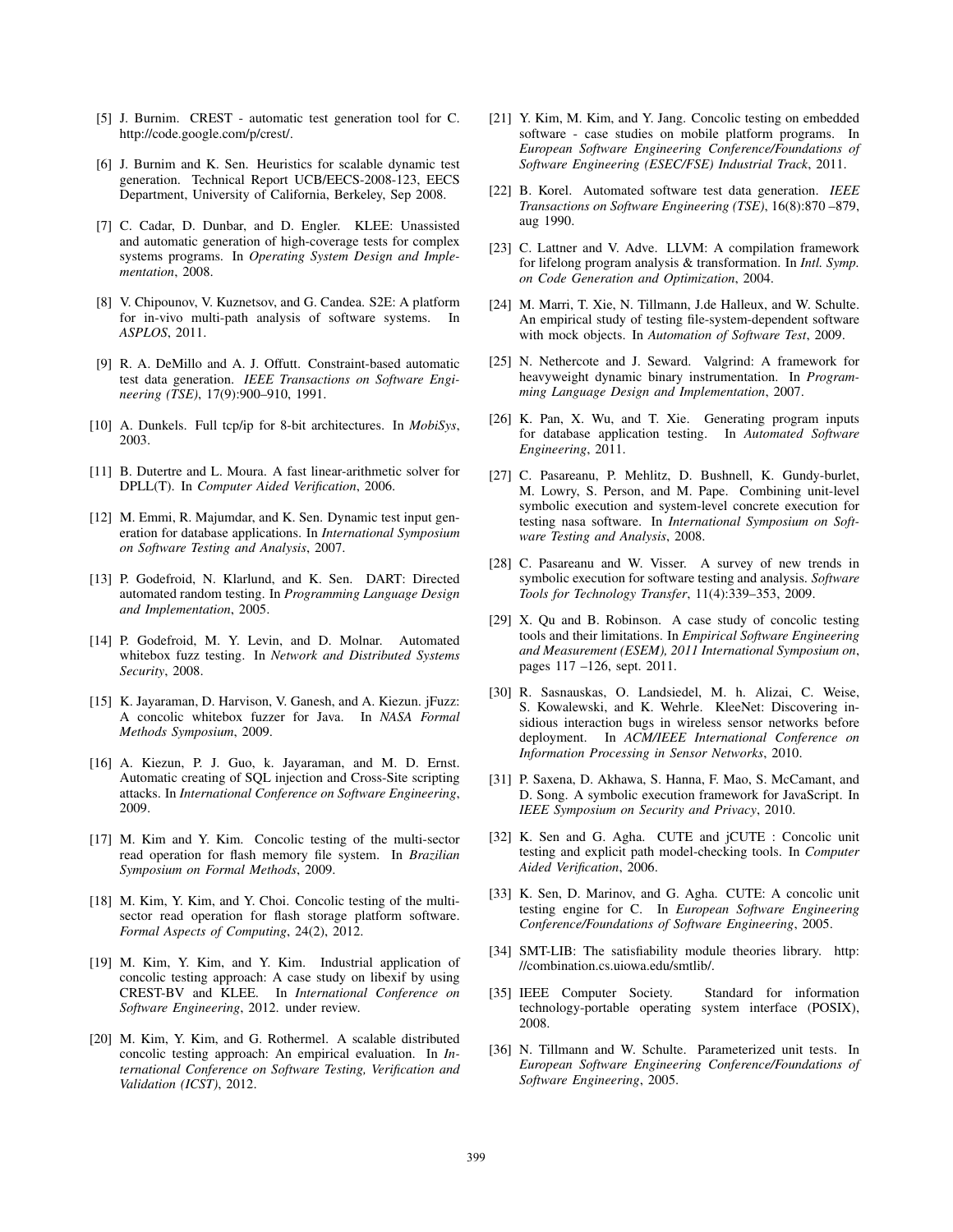[5] J. Burnim. CREST - automatic test generation tool for C. http://code.google.com/p/crest/.

[6] J. Burnim and K. Sen. Heuristics for scalable dynamic test generation. Technical Report UCB/EECS-2008-123, EECS Department, University of California, Berkeley, Sep 2008.

[7] C. Cadar, D. Dunbar, and D. Engler. KLEE: Unassisted and automatic generation of high-coverage tests for complex systems programs. In *Operating System Design and Implementation*, 2008.

[8] V. Chipounov, V. Kuznetsov, and G. Candea. S2E: A platform for in-vivo multi-path analysis of software systems. In *ASPLOS*, 2011.

[9] R. A. DeMillo and A. J. Offutt. Constraint-based automatic test data generation. *IEEE Transactions on Software Engineering (TSE)*, 17(9):900–910, 1991.

[10] A. Dunkels. Full tcp/ip for 8-bit architectures. In *MobiSys*, 2003.

[11] B. Dutertre and L. Moura. A fast linear-arithmetic solver for DPLL(T). In *Computer Aided Verification*, 2006.

[12] M. Emmi, R. Majumdar, and K. Sen. Dynamic test input generation for database applications. In *International Symposium on Software Testing and Analysis*, 2007.

[13] P. Godefroid, N. Klarlund, and K. Sen. DART: Directed automated random testing. In *Programming Language Design and Implementation*, 2005.

[14] P. Godefroid, M. Y. Levin, and D. Molnar. Automated whitebox fuzz testing. In *Network and Distributed Systems Security*, 2008.

[15] K. Jayaraman, D. Harvison, V. Ganesh, and A. Kiezun. jFuzz: A concolic whitebox fuzzer for Java. In *NASA Formal Methods Symposium*, 2009.

[16] A. Kiezun, P. J. Guo, k. Jayaraman, and M. D. Ernst. Automatic creating of SQL injection and Cross-Site scripting attacks. In *International Conference on Software Engineering*, 2009.

[17] M. Kim and Y. Kim. Concolic testing of the multi-sector read operation for flash memory file system. In *Brazilian Symposium on Formal Methods*, 2009.

[18] M. Kim, Y. Kim, and Y. Choi. Concolic testing of the multi-sector read operation for flash storage platform software. *Formal Aspects of Computing*, 24(2), 2012.

[19] M. Kim, Y. Kim, and Y. Kim. Industrial application of concolic testing approach: A case study on libexif by using CREST-BV and KLEE. In *International Conference on Software Engineering*, 2012. under review.

[20] M. Kim, Y. Kim, and G. Rothermel. A scalable distributed concolic testing approach: An empirical evaluation. In *International Conference on Software Testing, Verification and Validation (ICST)*, 2012.

[21] Y. Kim, M. Kim, and Y. Jang. Concolic testing on embedded software - case studies on mobile platform programs. In *European Software Engineering Conference/Foundations of Software Engineering (ESEC/FSE) Industrial Track*, 2011.

[22] B. Korel. Automated software test data generation. *IEEE Transactions on Software Engineering (TSE)*, 16(8):870 –879, aug 1990.

[23] C. Lattner and V. Adve. LLVM: A compilation framework for lifelong program analysis & transformation. In *Intl. Symp. on Code Generation and Optimization*, 2004.

[24] M. Marri, T. Xie, N. Tillmann, J.de Halleux, and W. Schulte. An empirical study of testing file-system-dependent software with mock objects. In *Automation of Software Test*, 2009.

[25] N. Nethercote and J. Seward. Valgrind: A framework for heavyweight dynamic binary instrumentation. In *Programming Language Design and Implementation*, 2007.

[26] K. Pan, X. Wu, and T. Xie. Generating program inputs for database application testing. In *Automated Software Engineering*, 2011.

[27] C. Pasareanu, P. Mehlitz, D. Bushnell, K. Gundy-burlet, M. Lowry, S. Person, and M. Pape. Combining unit-level symbolic execution and system-level concrete execution for testing nasa software. In *International Symposium on Software Testing and Analysis*, 2008.

[28] C. Pasareanu and W. Visser. A survey of new trends in symbolic execution for software testing and analysis. *Software Tools for Technology Transfer*, 11(4):339–353, 2009.

[29] X. Qu and B. Robinson. A case study of concolic testing tools and their limitations. In *Empirical Software Engineering and Measurement (ESEM), 2011 International Symposium on*, pages 117 –126, sept. 2011.

[30] R. Sasnauskas, O. Landsiedel, M. h. Alizai, C. Weise, S. Kowalewski, and K. Wehrle. KleeNet: Discovering insidious interaction bugs in wireless sensor networks before deployment. In *ACM/IEEE International Conference on Information Processing in Sensor Networks*, 2010.

[31] P. Saxena, D. Akhawa, S. Hanna, F. Mao, S. McCamant, and D. Song. A symbolic execution framework for JavaScript. In *IEEE Symposium on Security and Privacy*, 2010.

[32] K. Sen and G. Agha. CUTE and jCUTE : Concolic unit testing and explicit path model-checking tools. In *Computer Aided Verification*, 2006.

[33] K. Sen, D. Marinov, and G. Agha. CUTE: A concolic unit testing engine for C. In *European Software Engineering Conference/Foundations of Software Engineering*, 2005.

[34] SMT-LIB: The satisfiability module theories library. http://combination.cs.uiowa.edu/smtlib/.

[35] IEEE Computer Society. Standard for information technology-portable operating system interface (POSIX), 2008.

[36] N. Tillmann and W. Schulte. Parameterized unit tests. In *European Software Engineering Conference/Foundations of Software Engineering*, 2005.